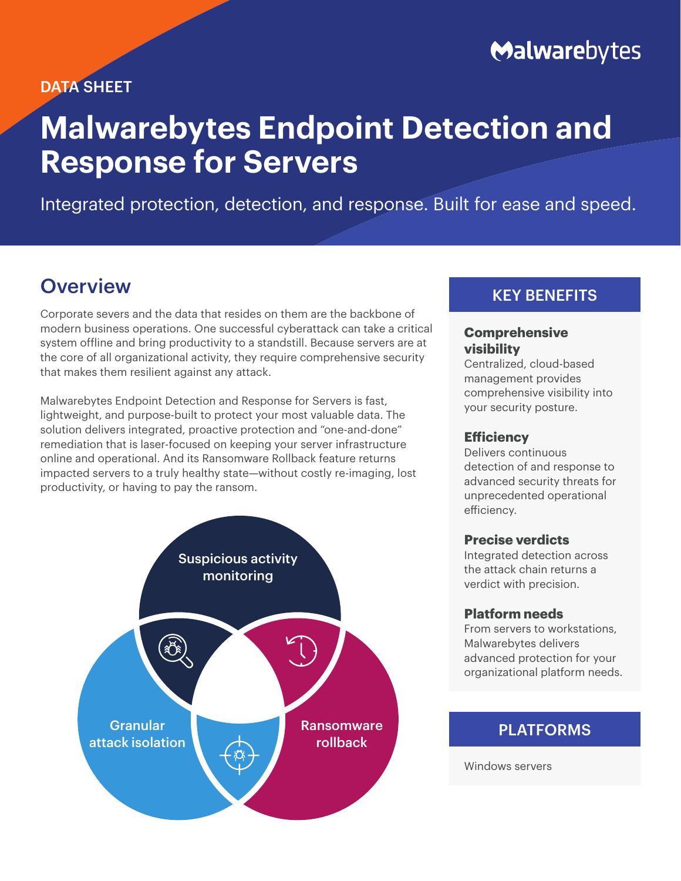Malwarebytes

DATA SHEET

# Malwarebytes Endpoint Detection and Response for Servers

Integrated protection, detection, and response. Built for ease and speed.

## Overview

Corporate severs and the data that resides on them are the backbone of modern business operations. One successful cyberattack can take a critical system offline and bring productivity to a standstill. Because servers are at the core of all organizational activity, they require comprehensive security that makes them resilient against any attack.

Malwarebytes Endpoint Detection and Response for Servers is fast, lightweight, and purpose-built to protect your most valuable data. The solution delivers integrated, proactive protection and "one-and-done" remediation that is laser-focused on keeping your server infrastructure online and operational. And its Ransomware Rollback feature returns impacted servers to a truly healthy state—without costly re-imaging, lost productivity, or having to pay the ransom.

Suspicious activity monitoring

Granular attack isolation

Ransomware rollback

## KEY BENEFITS

**Comprehensive visibility**
Centralized, cloud-based management provides comprehensive visibility into your security posture.

**Efficiency**
Delivers continuous detection of and response to advanced security threats for unprecedented operational efficiency.

**Precise verdicts**
Integrated detection across the attack chain returns a verdict with precision.

**Platform needs**
From servers to workstations, Malwarebytes delivers advanced protection for your organizational platform needs.

## PLATFORMS

Windows servers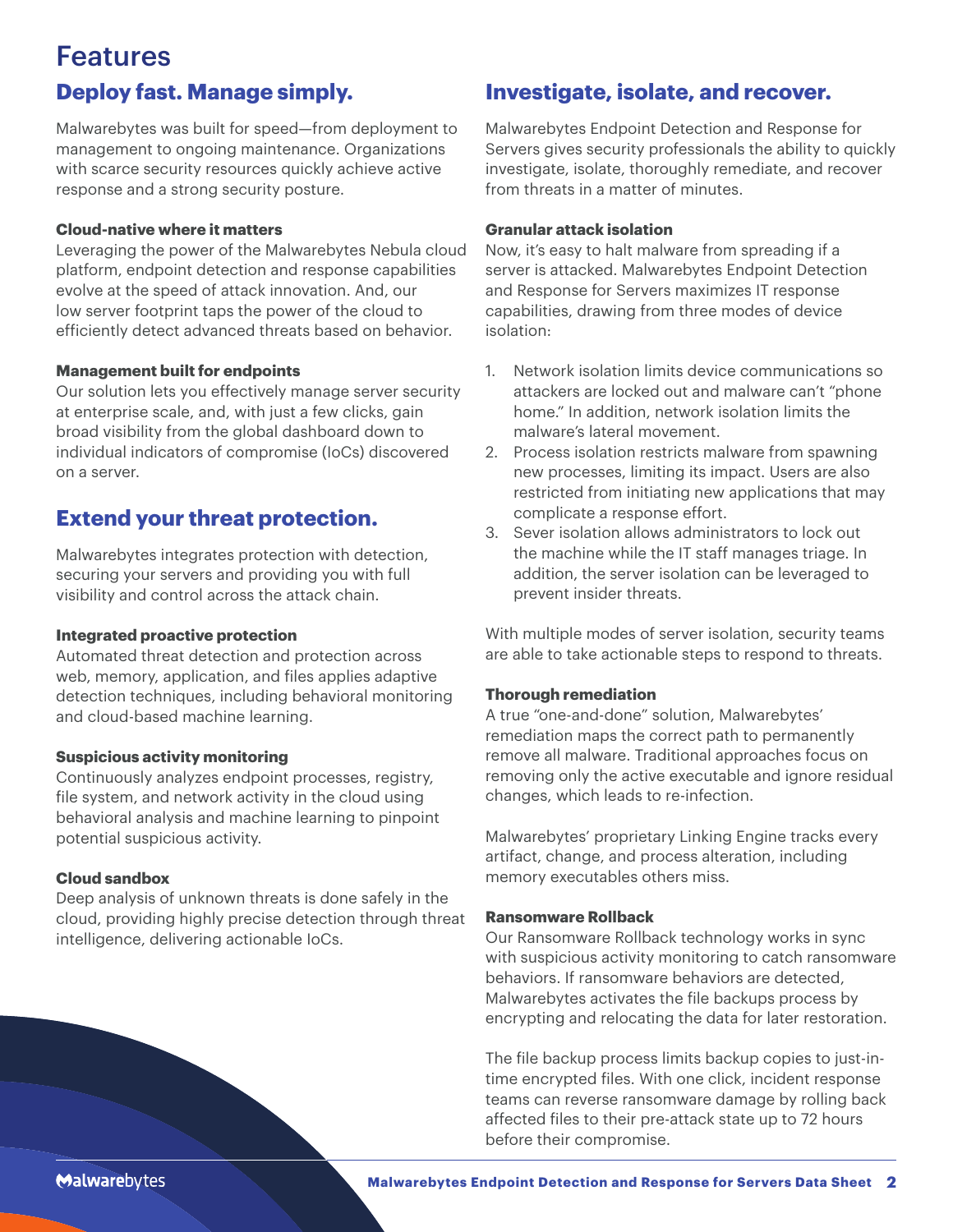# Features

## Deploy fast. Manage simply.

Malwarebytes was built for speed—from deployment to management to ongoing maintenance. Organizations with scarce security resources quickly achieve active response and a strong security posture.

### Cloud-native where it matters

Leveraging the power of the Malwarebytes Nebula cloud platform, endpoint detection and response capabilities evolve at the speed of attack innovation. And, our low server footprint taps the power of the cloud to efficiently detect advanced threats based on behavior.

### Management built for endpoints

Our solution lets you effectively manage server security at enterprise scale, and, with just a few clicks, gain broad visibility from the global dashboard down to individual indicators of compromise (IoCs) discovered on a server.

## Extend your threat protection.

Malwarebytes integrates protection with detection, securing your servers and providing you with full visibility and control across the attack chain.

### Integrated proactive protection

Automated threat detection and protection across web, memory, application, and files applies adaptive detection techniques, including behavioral monitoring and cloud-based machine learning.

### Suspicious activity monitoring

Continuously analyzes endpoint processes, registry, file system, and network activity in the cloud using behavioral analysis and machine learning to pinpoint potential suspicious activity.

### Cloud sandbox

Deep analysis of unknown threats is done safely in the cloud, providing highly precise detection through threat intelligence, delivering actionable IoCs.

## Investigate, isolate, and recover.

Malwarebytes Endpoint Detection and Response for Servers gives security professionals the ability to quickly investigate, isolate, thoroughly remediate, and recover from threats in a matter of minutes.

### Granular attack isolation

Now, it's easy to halt malware from spreading if a server is attacked. Malwarebytes Endpoint Detection and Response for Servers maximizes IT response capabilities, drawing from three modes of device isolation:

1. Network isolation limits device communications so attackers are locked out and malware can't "phone home." In addition, network isolation limits the malware's lateral movement.
2. Process isolation restricts malware from spawning new processes, limiting its impact. Users are also restricted from initiating new applications that may complicate a response effort.
3. Sever isolation allows administrators to lock out the machine while the IT staff manages triage. In addition, the server isolation can be leveraged to prevent insider threats.

With multiple modes of server isolation, security teams are able to take actionable steps to respond to threats.

### Thorough remediation

A true "one-and-done" solution, Malwarebytes' remediation maps the correct path to permanently remove all malware. Traditional approaches focus on removing only the active executable and ignore residual changes, which leads to re-infection.

Malwarebytes' proprietary Linking Engine tracks every artifact, change, and process alteration, including memory executables others miss.

### Ransomware Rollback

Our Ransomware Rollback technology works in sync with suspicious activity monitoring to catch ransomware behaviors. If ransomware behaviors are detected, Malwarebytes activates the file backups process by encrypting and relocating the data for later restoration.

The file backup process limits backup copies to just-in-time encrypted files. With one click, incident response teams can reverse ransomware damage by rolling back affected files to their pre-attack state up to 72 hours before their compromise.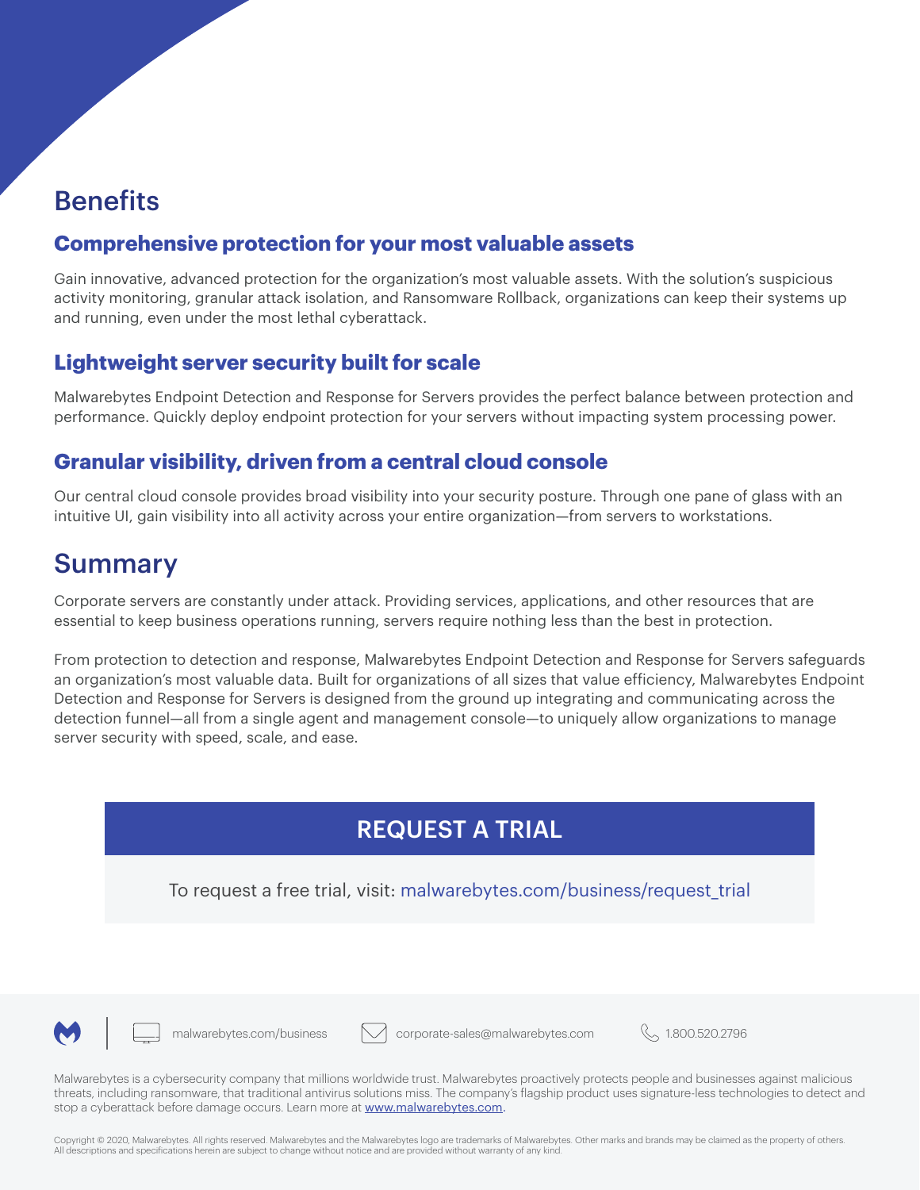## Benefits

### Comprehensive protection for your most valuable assets

Gain innovative, advanced protection for the organization's most valuable assets. With the solution's suspicious activity monitoring, granular attack isolation, and Ransomware Rollback, organizations can keep their systems up and running, even under the most lethal cyberattack.

### Lightweight server security built for scale

Malwarebytes Endpoint Detection and Response for Servers provides the perfect balance between protection and performance. Quickly deploy endpoint protection for your servers without impacting system processing power.

### Granular visibility, driven from a central cloud console

Our central cloud console provides broad visibility into your security posture. Through one pane of glass with an intuitive UI, gain visibility into all activity across your entire organization—from servers to workstations.

## Summary

Corporate servers are constantly under attack. Providing services, applications, and other resources that are essential to keep business operations running, servers require nothing less than the best in protection.

From protection to detection and response, Malwarebytes Endpoint Detection and Response for Servers safeguards an organization's most valuable data. Built for organizations of all sizes that value efficiency, Malwarebytes Endpoint Detection and Response for Servers is designed from the ground up integrating and communicating across the detection funnel—all from a single agent and management console—to uniquely allow organizations to manage server security with speed, scale, and ease.

## REQUEST A TRIAL

To request a free trial, visit: malwarebytes.com/business/request_trial

malwarebytes.com/business

corporate-sales@malwarebytes.com

1.800.520.2796

Malwarebytes is a cybersecurity company that millions worldwide trust. Malwarebytes proactively protects people and businesses against malicious threats, including ransomware, that traditional antivirus solutions miss. The company's flagship product uses signature-less technologies to detect and stop a cyberattack before damage occurs. Learn more at www.malwarebytes.com.

Copyright © 2020, Malwarebytes. All rights reserved. Malwarebytes and the Malwarebytes logo are trademarks of Malwarebytes. Other marks and brands may be claimed as the property of others. All descriptions and specifications herein are subject to change without notice and are provided without warranty of any kind.